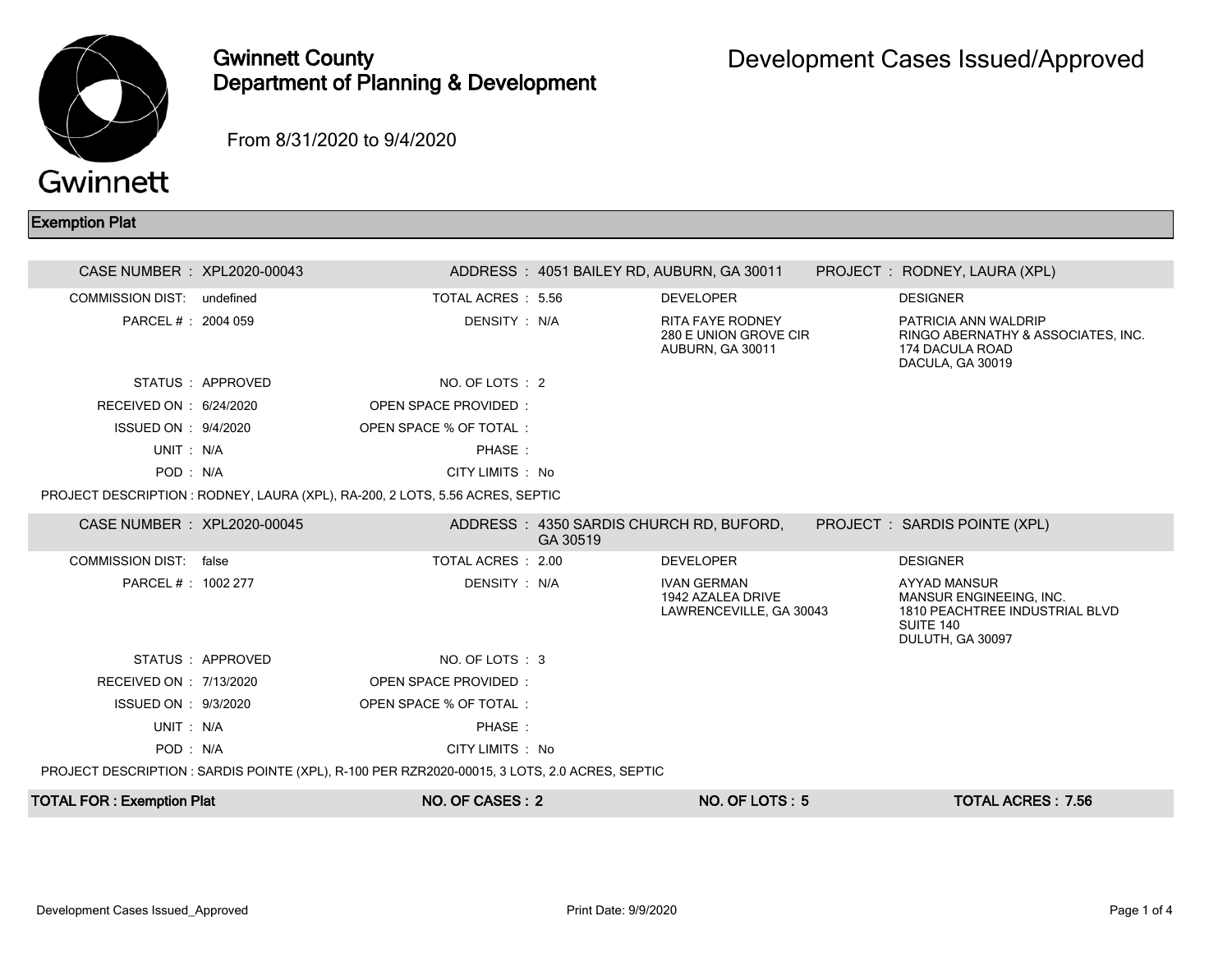# Gwinnett County Department of Planning & Development

## Development Cases Issued/Approved

From 8/31/2020 to 9/4/2020

### Exemption Plat

| | | | | | |
|---|---|---|---|---|---|
| **CASE NUMBER :** | XPL2020-00043 | **ADDRESS :** | 4051 BAILEY RD, AUBURN, GA 30011 | **PROJECT :** | RODNEY, LAURA (XPL) |
| COMMISSION DIST: | undefined | TOTAL ACRES : | 5.56 | DEVELOPER | DESIGNER |
| PARCEL # : | 2004 059 | DENSITY : | N/A | RITA FAYE RODNEY<br>280 E UNION GROVE CIR<br>AUBURN, GA 30011 | PATRICIA ANN WALDRIP<br>RINGO ABERNATHY & ASSOCIATES, INC.<br>174 DACULA ROAD<br>DACULA, GA 30019 |
| STATUS : | APPROVED | NO. OF LOTS : | 2 | | |
| RECEIVED ON : | 6/24/2020 | OPEN SPACE PROVIDED : | | | |
| ISSUED ON : | 9/4/2020 | OPEN SPACE % OF TOTAL : | | | |
| UNIT : | N/A | PHASE : | | | |
| POD : | N/A | CITY LIMITS : | No | | |

PROJECT DESCRIPTION : RODNEY, LAURA (XPL), RA-200, 2 LOTS, 5.56 ACRES, SEPTIC

| | | | | | |
|---|---|---|---|---|---|
| **CASE NUMBER :** | XPL2020-00045 | **ADDRESS :** | 4350 SARDIS CHURCH RD, BUFORD, GA 30519 | **PROJECT :** | SARDIS POINTE (XPL) |
| COMMISSION DIST: | false | TOTAL ACRES : | 2.00 | DEVELOPER | DESIGNER |
| PARCEL # : | 1002 277 | DENSITY : | N/A | IVAN GERMAN<br>1942 AZALEA DRIVE<br>LAWRENCEVILLE, GA 30043 | AYYAD MANSUR<br>MANSUR ENGINEEING, INC.<br>1810 PEACHTREE INDUSTRIAL BLVD<br>SUITE 140<br>DULUTH, GA 30097 |
| STATUS : | APPROVED | NO. OF LOTS : | 3 | | |
| RECEIVED ON : | 7/13/2020 | OPEN SPACE PROVIDED : | | | |
| ISSUED ON : | 9/3/2020 | OPEN SPACE % OF TOTAL : | | | |
| UNIT : | N/A | PHASE : | | | |
| POD : | N/A | CITY LIMITS : | No | | |

PROJECT DESCRIPTION : SARDIS POINTE (XPL), R-100 PER RZR2020-00015, 3 LOTS, 2.0 ACRES, SEPTIC

| TOTAL FOR : Exemption Plat | NO. OF CASES : 2 | NO. OF LOTS : 5 | TOTAL ACRES : 7.56 |
|---|---|---|---|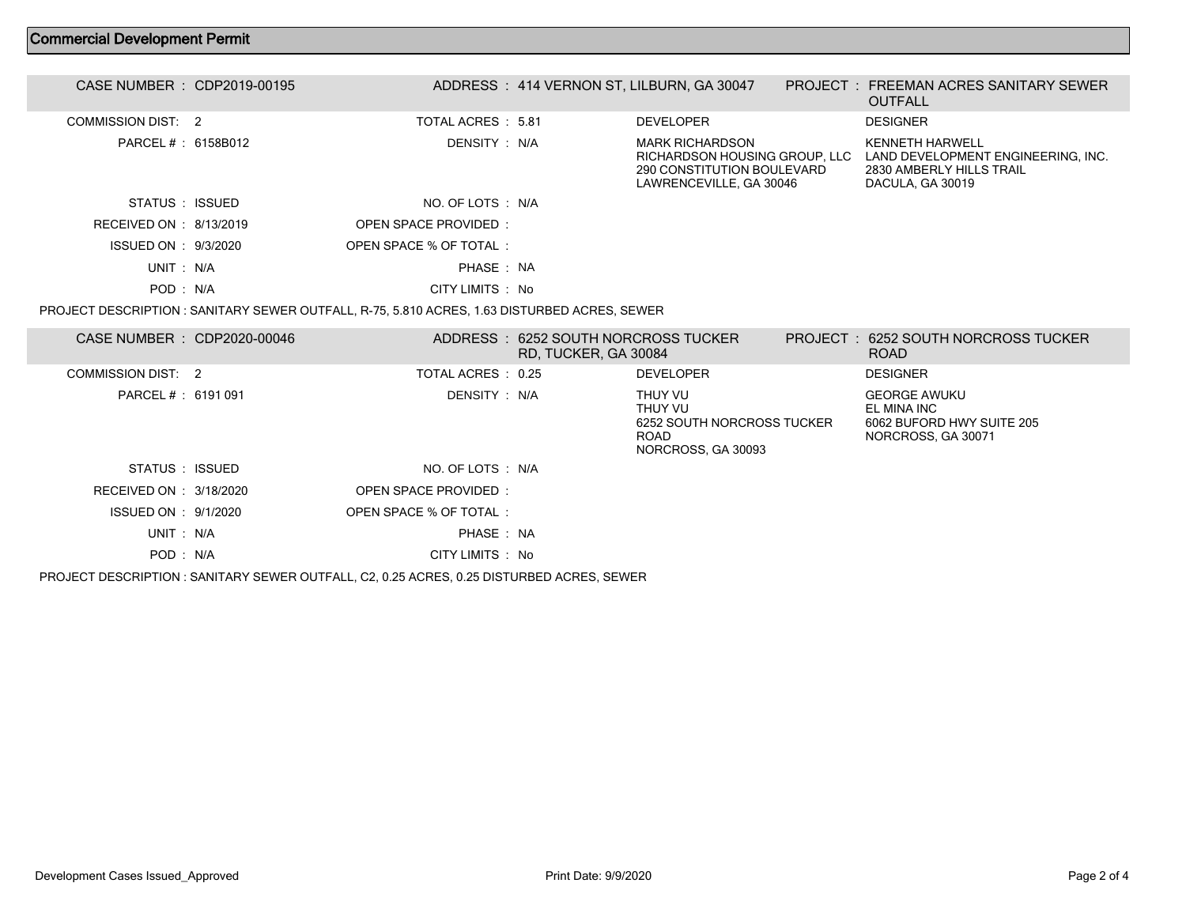## Commercial Development Permit

| CASE NUMBER : CDP2019-00195 | ADDRESS : 414 VERNON ST, LILBURN, GA 30047 | PROJECT : FREEMAN ACRES SANITARY SEWER OUTFALL | |
|---|---|---|---|
| COMMISSION DIST: 2 | TOTAL ACRES : 5.81 | DEVELOPER | DESIGNER |
| PARCEL # : 6158B012 | DENSITY : N/A | MARK RICHARDSON<br>RICHARDSON HOUSING GROUP, LLC<br>290 CONSTITUTION BOULEVARD<br>LAWRENCEVILLE, GA 30046 | KENNETH HARWELL<br>LAND DEVELOPMENT ENGINEERING, INC.<br>2830 AMBERLY HILLS TRAIL<br>DACULA, GA 30019 |
| STATUS : ISSUED | NO. OF LOTS : N/A | | |
| RECEIVED ON : 8/13/2019 | OPEN SPACE PROVIDED : | | |
| ISSUED ON : 9/3/2020 | OPEN SPACE % OF TOTAL : | | |
| UNIT : N/A | PHASE : NA | | |
| POD : N/A | CITY LIMITS : No | | |

PROJECT DESCRIPTION : SANITARY SEWER OUTFALL, R-75, 5.810 ACRES, 1.63 DISTURBED ACRES, SEWER

| CASE NUMBER : CDP2020-00046 | ADDRESS : 6252 SOUTH NORCROSS TUCKER RD, TUCKER, GA 30084 | PROJECT : 6252 SOUTH NORCROSS TUCKER ROAD | |
|---|---|---|---|
| COMMISSION DIST: 2 | TOTAL ACRES : 0.25 | DEVELOPER | DESIGNER |
| PARCEL # : 6191 091 | DENSITY : N/A | THUY VU<br>THUY VU<br>6252 SOUTH NORCROSS TUCKER ROAD<br>NORCROSS, GA 30093 | GEORGE AWUKU<br>EL MINA INC<br>6062 BUFORD HWY SUITE 205<br>NORCROSS, GA 30071 |
| STATUS : ISSUED | NO. OF LOTS : N/A | | |
| RECEIVED ON : 3/18/2020 | OPEN SPACE PROVIDED : | | |
| ISSUED ON : 9/1/2020 | OPEN SPACE % OF TOTAL : | | |
| UNIT : N/A | PHASE : NA | | |
| POD : N/A | CITY LIMITS : No | | |

PROJECT DESCRIPTION : SANITARY SEWER OUTFALL, C2, 0.25 ACRES, 0.25 DISTURBED ACRES, SEWER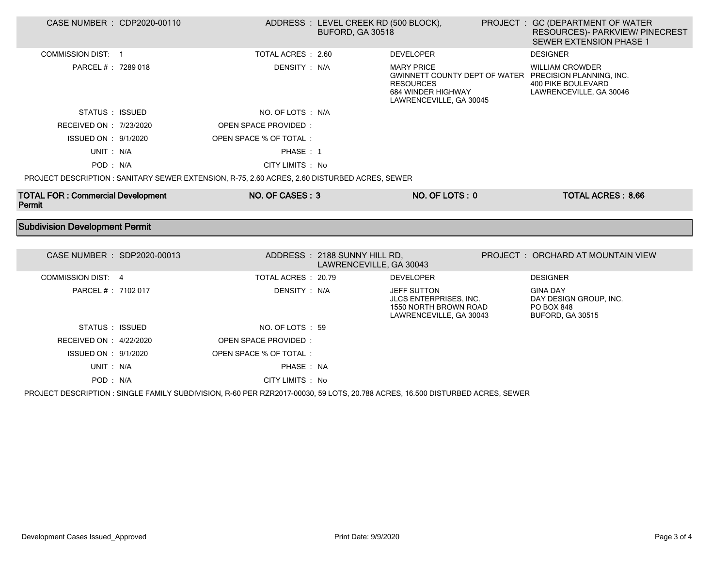| CASE NUMBER : CDP2020-00110 | ADDRESS : LEVEL CREEK RD (500 BLOCK), BUFORD, GA 30518 | PROJECT : GC (DEPARTMENT OF WATER RESOURCES)- PARKVIEW/ PINECREST SEWER EXTENSION PHASE 1 | |
|---|---|---|---|
| COMMISSION DIST: 1 | TOTAL ACRES : 2.60 | DEVELOPER | DESIGNER |
| PARCEL # : 7289 018 | DENSITY : N/A | MARY PRICE<br>GWINNETT COUNTY DEPT OF WATER RESOURCES<br>684 WINDER HIGHWAY<br>LAWRENCEVILLE, GA 30045 | WILLIAM CROWDER<br>PRECISION PLANNING, INC.<br>400 PIKE BOULEVARD<br>LAWRENCEVILLE, GA 30046 |
| STATUS : ISSUED | NO. OF LOTS : N/A | | |
| RECEIVED ON : 7/23/2020 | OPEN SPACE PROVIDED : | | |
| ISSUED ON : 9/1/2020 | OPEN SPACE % OF TOTAL : | | |
| UNIT : N/A | PHASE : 1 | | |
| POD : N/A | CITY LIMITS : No | | |

PROJECT DESCRIPTION : SANITARY SEWER EXTENSION, R-75, 2.60 ACRES, 2.60 DISTURBED ACRES, SEWER

| **TOTAL FOR : Commercial Development Permit** | **NO. OF CASES : 3** | **NO. OF LOTS : 0** | **TOTAL ACRES : 8.66** |
|---|---|---|---|

## Subdivision Development Permit

| CASE NUMBER : SDP2020-00013 | ADDRESS : 2188 SUNNY HILL RD, LAWRENCEVILLE, GA 30043 | PROJECT : ORCHARD AT MOUNTAIN VIEW | |
|---|---|---|---|
| COMMISSION DIST: 4 | TOTAL ACRES : 20.79 | DEVELOPER | DESIGNER |
| PARCEL # : 7102 017 | DENSITY : N/A | JEFF SUTTON<br>JLCS ENTERPRISES, INC.<br>1550 NORTH BROWN ROAD<br>LAWRENCEVILLE, GA 30043 | GINA DAY<br>DAY DESIGN GROUP, INC.<br>PO BOX 848<br>BUFORD, GA 30515 |
| STATUS : ISSUED | NO. OF LOTS : 59 | | |
| RECEIVED ON : 4/22/2020 | OPEN SPACE PROVIDED : | | |
| ISSUED ON : 9/1/2020 | OPEN SPACE % OF TOTAL : | | |
| UNIT : N/A | PHASE : NA | | |
| POD : N/A | CITY LIMITS : No | | |

PROJECT DESCRIPTION : SINGLE FAMILY SUBDIVISION, R-60 PER RZR2017-00030, 59 LOTS, 20.788 ACRES, 16.500 DISTURBED ACRES, SEWER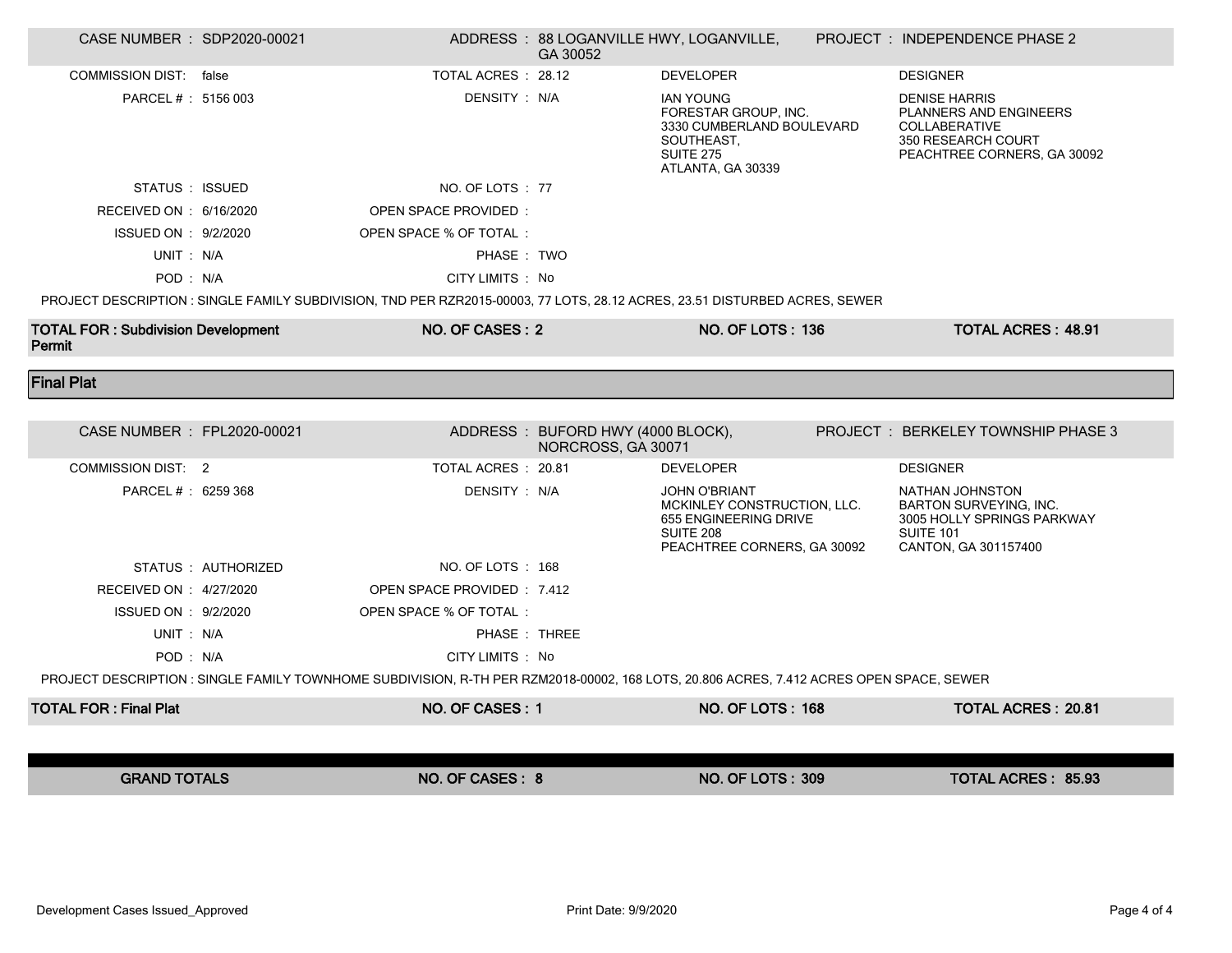| | | | |
|---|---|---|---|
| CASE NUMBER : SDP2020-00021 | ADDRESS : 88 LOGANVILLE HWY, LOGANVILLE, GA 30052 | | PROJECT : INDEPENDENCE PHASE 2 |
| COMMISSION DIST: false | TOTAL ACRES : 28.12 | DEVELOPER | DESIGNER |
| PARCEL # : 5156 003 | DENSITY : N/A | IAN YOUNG<br>FORESTAR GROUP, INC.<br>3330 CUMBERLAND BOULEVARD SOUTHEAST,<br>SUITE 275<br>ATLANTA, GA 30339 | DENISE HARRIS<br>PLANNERS AND ENGINEERS COLLABERATIVE<br>350 RESEARCH COURT<br>PEACHTREE CORNERS, GA 30092 |
| STATUS : ISSUED | NO. OF LOTS : 77 | | |
| RECEIVED ON : 6/16/2020 | OPEN SPACE PROVIDED : | | |
| ISSUED ON : 9/2/2020 | OPEN SPACE % OF TOTAL : | | |
| UNIT : N/A | PHASE : TWO | | |
| POD : N/A | CITY LIMITS : No | | |

PROJECT DESCRIPTION : SINGLE FAMILY SUBDIVISION, TND PER RZR2015-00003, 77 LOTS, 28.12 ACRES, 23.51 DISTURBED ACRES, SEWER

| | | | |
|---|---|---|---|
| **TOTAL FOR : Subdivision Development Permit** | **NO. OF CASES : 2** | **NO. OF LOTS : 136** | **TOTAL ACRES : 48.91** |

## Final Plat

| | | | |
|---|---|---|---|
| CASE NUMBER : FPL2020-00021 | ADDRESS : BUFORD HWY (4000 BLOCK), NORCROSS, GA 30071 | | PROJECT : BERKELEY TOWNSHIP PHASE 3 |
| COMMISSION DIST: 2 | TOTAL ACRES : 20.81 | DEVELOPER | DESIGNER |
| PARCEL # : 6259 368 | DENSITY : N/A | JOHN O'BRIANT<br>MCKINLEY CONSTRUCTION, LLC.<br>655 ENGINEERING DRIVE<br>SUITE 208<br>PEACHTREE CORNERS, GA 30092 | NATHAN JOHNSTON<br>BARTON SURVEYING, INC.<br>3005 HOLLY SPRINGS PARKWAY<br>SUITE 101<br>CANTON, GA 301157400 |
| STATUS : AUTHORIZED | NO. OF LOTS : 168 | | |
| RECEIVED ON : 4/27/2020 | OPEN SPACE PROVIDED : 7.412 | | |
| ISSUED ON : 9/2/2020 | OPEN SPACE % OF TOTAL : | | |
| UNIT : N/A | PHASE : THREE | | |
| POD : N/A | CITY LIMITS : No | | |

PROJECT DESCRIPTION : SINGLE FAMILY TOWNHOME SUBDIVISION, R-TH PER RZM2018-00002, 168 LOTS, 20.806 ACRES, 7.412 ACRES OPEN SPACE, SEWER

| | | | |
|---|---|---|---|
| **TOTAL FOR : Final Plat** | **NO. OF CASES : 1** | **NO. OF LOTS : 168** | **TOTAL ACRES : 20.81** |

| | | | |
|---|---|---|---|
| **GRAND TOTALS** | **NO. OF CASES : 8** | **NO. OF LOTS : 309** | **TOTAL ACRES : 85.93** |